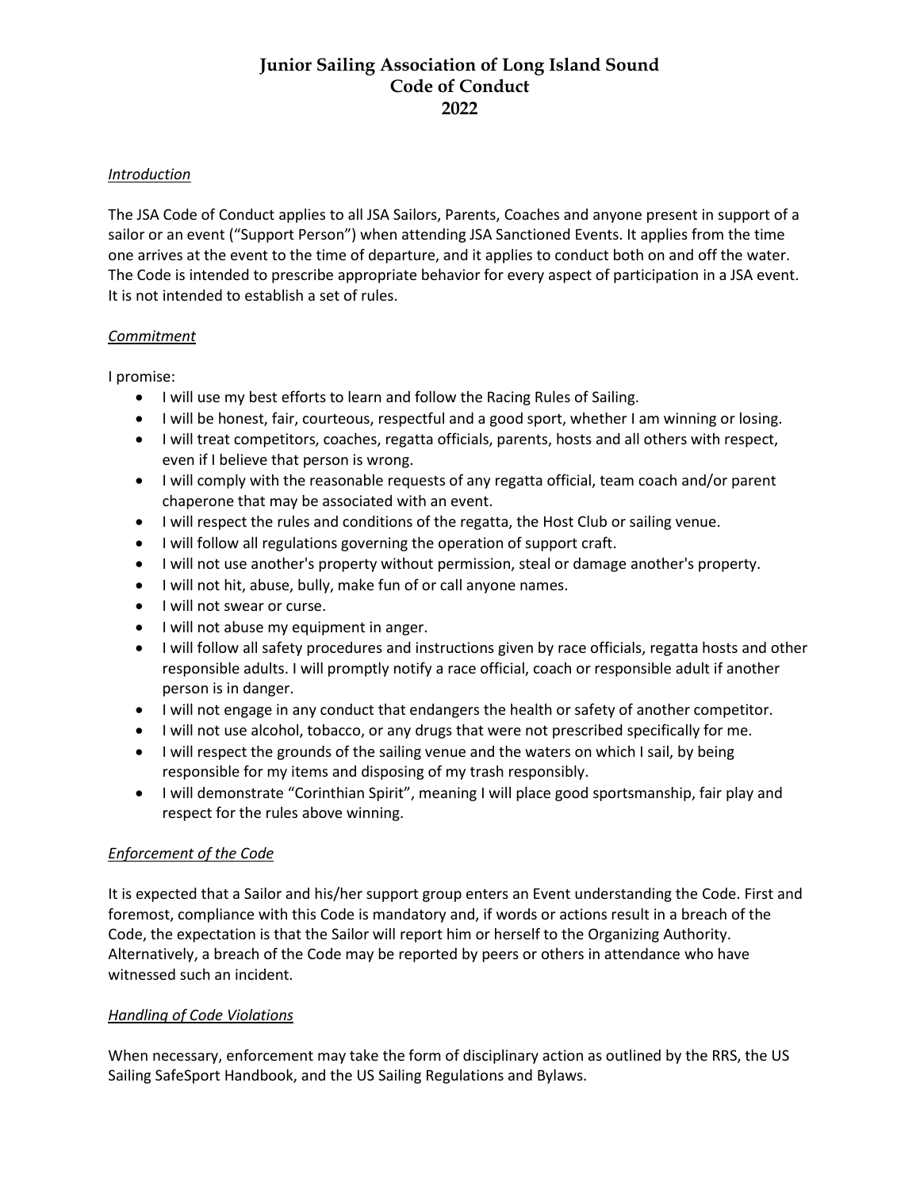# Junior Sailing Association of Long Island Sound
# Code of Conduct
# 2022

*Introduction*

The JSA Code of Conduct applies to all JSA Sailors, Parents, Coaches and anyone present in support of a sailor or an event ("Support Person") when attending JSA Sanctioned Events. It applies from the time one arrives at the event to the time of departure, and it applies to conduct both on and off the water. The Code is intended to prescribe appropriate behavior for every aspect of participation in a JSA event. It is not intended to establish a set of rules.

*Commitment*

I promise:

- I will use my best efforts to learn and follow the Racing Rules of Sailing.
- I will be honest, fair, courteous, respectful and a good sport, whether I am winning or losing.
- I will treat competitors, coaches, regatta officials, parents, hosts and all others with respect, even if I believe that person is wrong.
- I will comply with the reasonable requests of any regatta official, team coach and/or parent chaperone that may be associated with an event.
- I will respect the rules and conditions of the regatta, the Host Club or sailing venue.
- I will follow all regulations governing the operation of support craft.
- I will not use another's property without permission, steal or damage another's property.
- I will not hit, abuse, bully, make fun of or call anyone names.
- I will not swear or curse.
- I will not abuse my equipment in anger.
- I will follow all safety procedures and instructions given by race officials, regatta hosts and other responsible adults. I will promptly notify a race official, coach or responsible adult if another person is in danger.
- I will not engage in any conduct that endangers the health or safety of another competitor.
- I will not use alcohol, tobacco, or any drugs that were not prescribed specifically for me.
- I will respect the grounds of the sailing venue and the waters on which I sail, by being responsible for my items and disposing of my trash responsibly.
- I will demonstrate "Corinthian Spirit", meaning I will place good sportsmanship, fair play and respect for the rules above winning.

*Enforcement of the Code*

It is expected that a Sailor and his/her support group enters an Event understanding the Code. First and foremost, compliance with this Code is mandatory and, if words or actions result in a breach of the Code, the expectation is that the Sailor will report him or herself to the Organizing Authority. Alternatively, a breach of the Code may be reported by peers or others in attendance who have witnessed such an incident.

*Handling of Code Violations*

When necessary, enforcement may take the form of disciplinary action as outlined by the RRS, the US Sailing SafeSport Handbook, and the US Sailing Regulations and Bylaws.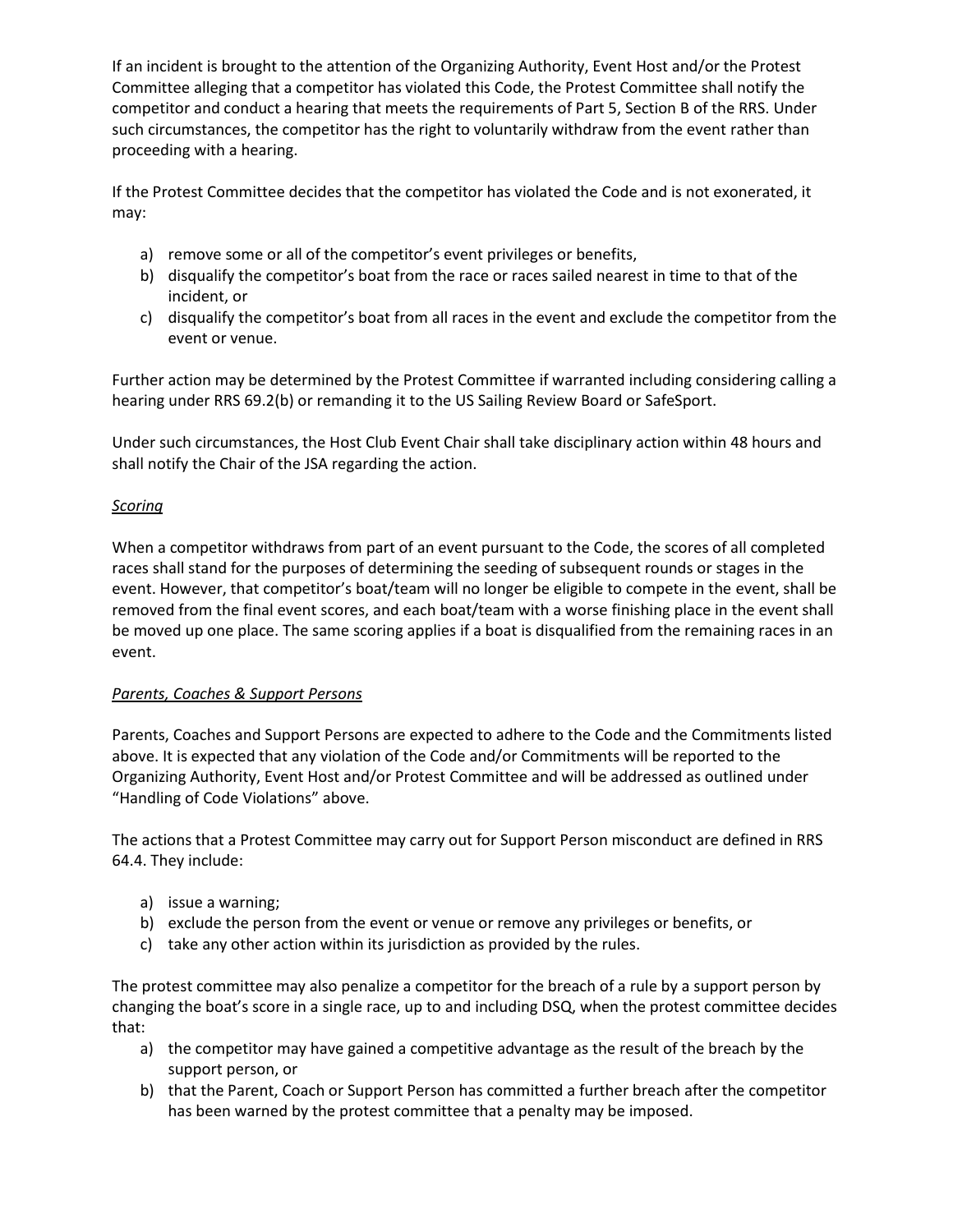If an incident is brought to the attention of the Organizing Authority, Event Host and/or the Protest Committee alleging that a competitor has violated this Code, the Protest Committee shall notify the competitor and conduct a hearing that meets the requirements of Part 5, Section B of the RRS. Under such circumstances, the competitor has the right to voluntarily withdraw from the event rather than proceeding with a hearing.

If the Protest Committee decides that the competitor has violated the Code and is not exonerated, it may:

a) remove some or all of the competitor's event privileges or benefits,
b) disqualify the competitor's boat from the race or races sailed nearest in time to that of the incident, or
c) disqualify the competitor's boat from all races in the event and exclude the competitor from the event or venue.

Further action may be determined by the Protest Committee if warranted including considering calling a hearing under RRS 69.2(b) or remanding it to the US Sailing Review Board or SafeSport.

Under such circumstances, the Host Club Event Chair shall take disciplinary action within 48 hours and shall notify the Chair of the JSA regarding the action.

*Scoring*

When a competitor withdraws from part of an event pursuant to the Code, the scores of all completed races shall stand for the purposes of determining the seeding of subsequent rounds or stages in the event. However, that competitor's boat/team will no longer be eligible to compete in the event, shall be removed from the final event scores, and each boat/team with a worse finishing place in the event shall be moved up one place. The same scoring applies if a boat is disqualified from the remaining races in an event.

*Parents, Coaches & Support Persons*

Parents, Coaches and Support Persons are expected to adhere to the Code and the Commitments listed above. It is expected that any violation of the Code and/or Commitments will be reported to the Organizing Authority, Event Host and/or Protest Committee and will be addressed as outlined under "Handling of Code Violations" above.

The actions that a Protest Committee may carry out for Support Person misconduct are defined in RRS 64.4. They include:

a) issue a warning;
b) exclude the person from the event or venue or remove any privileges or benefits, or
c) take any other action within its jurisdiction as provided by the rules.

The protest committee may also penalize a competitor for the breach of a rule by a support person by changing the boat's score in a single race, up to and including DSQ, when the protest committee decides that:

a) the competitor may have gained a competitive advantage as the result of the breach by the support person, or
b) that the Parent, Coach or Support Person has committed a further breach after the competitor has been warned by the protest committee that a penalty may be imposed.